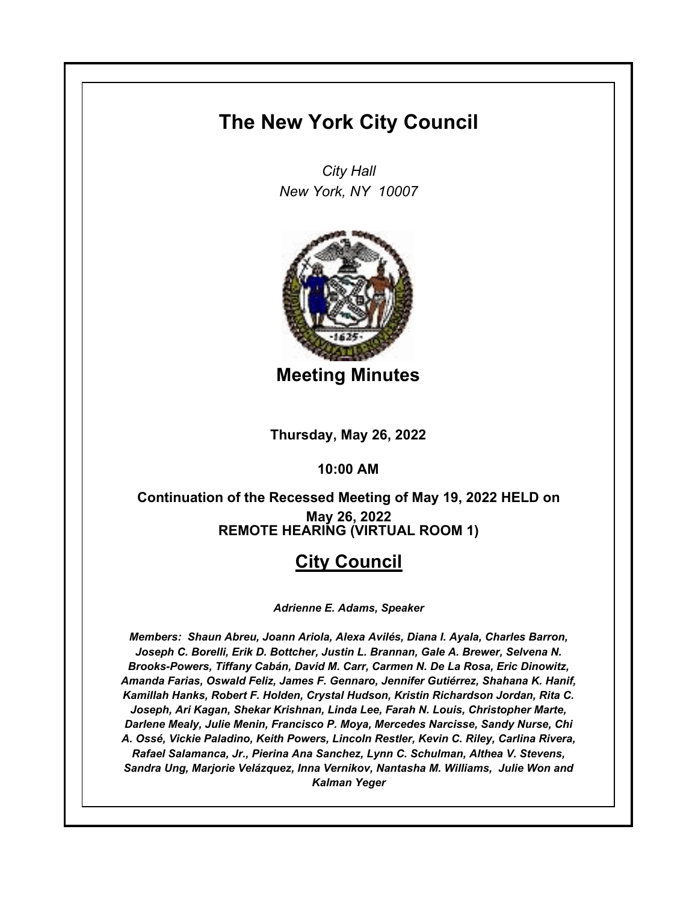# The New York City Council

*City Hall*
*New York, NY 10007*

## Meeting Minutes

**Thursday, May 26, 2022**

**10:00 AM**

**Continuation of the Recessed Meeting of May 19, 2022 HELD on May 26, 2022**
**REMOTE HEARING (VIRTUAL ROOM 1)**

## City Council

*Adrienne E. Adams, Speaker*

*Members: Shaun Abreu, Joann Ariola, Alexa Avilés, Diana I. Ayala, Charles Barron, Joseph C. Borelli, Erik D. Bottcher, Justin L. Brannan, Gale A. Brewer, Selvena N. Brooks-Powers, Tiffany Cabán, David M. Carr, Carmen N. De La Rosa, Eric Dinowitz, Amanda Farias, Oswald Feliz, James F. Gennaro, Jennifer Gutiérrez, Shahana K. Hanif, Kamillah Hanks, Robert F. Holden, Crystal Hudson, Kristin Richardson Jordan, Rita C. Joseph, Ari Kagan, Shekar Krishnan, Linda Lee, Farah N. Louis, Christopher Marte, Darlene Mealy, Julie Menin, Francisco P. Moya, Mercedes Narcisse, Sandy Nurse, Chi A. Ossé, Vickie Paladino, Keith Powers, Lincoln Restler, Kevin C. Riley, Carlina Rivera, Rafael Salamanca, Jr., Pierina Ana Sanchez, Lynn C. Schulman, Althea V. Stevens, Sandra Ung, Marjorie Velázquez, Inna Vernikov, Nantasha M. Williams, Julie Won and Kalman Yeger*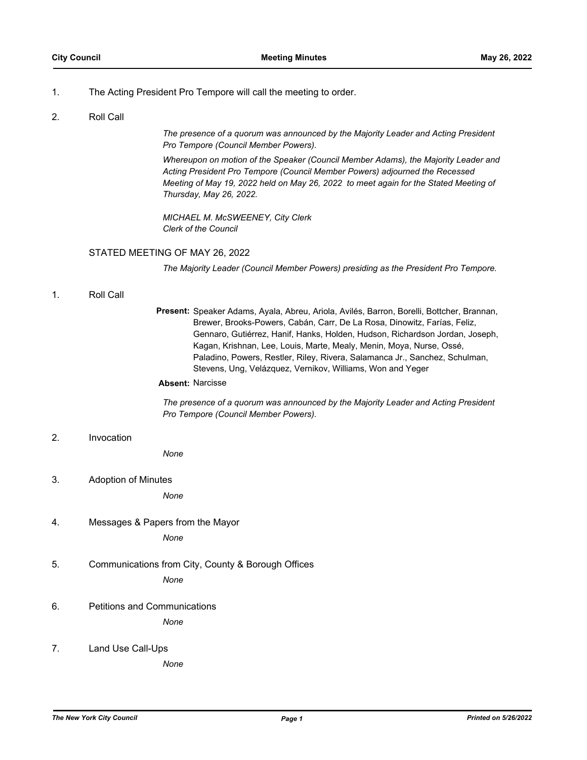1. The Acting President Pro Tempore will call the meeting to order.

2. Roll Call

*The presence of a quorum was announced by the Majority Leader and Acting President Pro Tempore (Council Member Powers).*

*Whereupon on motion of the Speaker (Council Member Adams), the Majority Leader and Acting President Pro Tempore (Council Member Powers) adjourned the Recessed Meeting of May 19, 2022 held on May 26, 2022 to meet again for the Stated Meeting of Thursday, May 26, 2022.*

*MICHAEL M. McSWEENEY, City Clerk*
*Clerk of the Council*

## STATED MEETING OF MAY 26, 2022

*The Majority Leader (Council Member Powers) presiding as the President Pro Tempore.*

1. Roll Call

**Present:** Speaker Adams, Ayala, Abreu, Ariola, Avilés, Barron, Borelli, Bottcher, Brannan, Brewer, Brooks-Powers, Cabán, Carr, De La Rosa, Dinowitz, Farías, Feliz, Gennaro, Gutiérrez, Hanif, Hanks, Holden, Hudson, Richardson Jordan, Joseph, Kagan, Krishnan, Lee, Louis, Marte, Mealy, Menin, Moya, Nurse, Ossé, Paladino, Powers, Restler, Riley, Rivera, Salamanca Jr., Sanchez, Schulman, Stevens, Ung, Velázquez, Vernikov, Williams, Won and Yeger

**Absent:** Narcisse

*The presence of a quorum was announced by the Majority Leader and Acting President Pro Tempore (Council Member Powers).*

2. Invocation

*None*

3. Adoption of Minutes

*None*

4. Messages & Papers from the Mayor

*None*

5. Communications from City, County & Borough Offices

*None*

6. Petitions and Communications

*None*

7. Land Use Call-Ups

*None*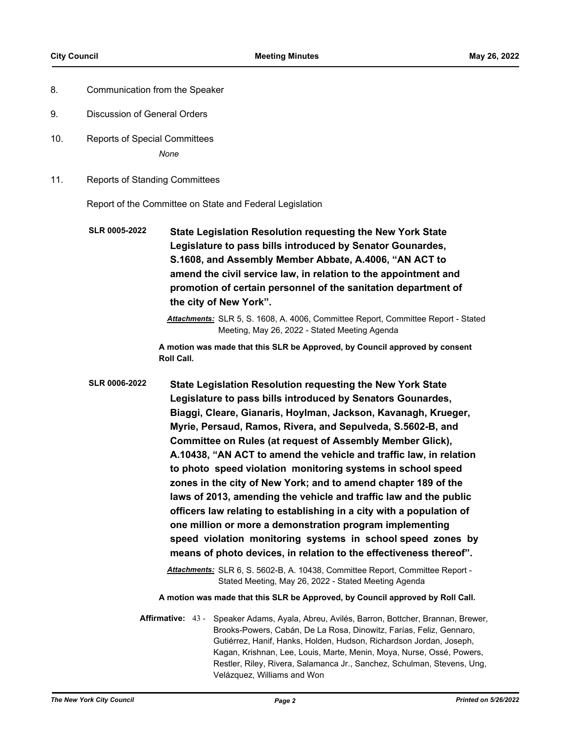8. Communication from the Speaker

9. Discussion of General Orders

10. Reports of Special Committees

*None*

11. Reports of Standing Committees

Report of the Committee on State and Federal Legislation

**SLR 0005-2022** **State Legislation Resolution requesting the New York State Legislature to pass bills introduced by Senator Gounardes, S.1608, and Assembly Member Abbate, A.4006, "AN ACT to amend the civil service law, in relation to the appointment and promotion of certain personnel of the sanitation department of the city of New York".**

***Attachments:*** SLR 5, S. 1608, A. 4006, Committee Report, Committee Report - Stated Meeting, May 26, 2022 - Stated Meeting Agenda

**A motion was made that this SLR be Approved, by Council approved by consent Roll Call.**

**SLR 0006-2022** **State Legislation Resolution requesting the New York State Legislature to pass bills introduced by Senators Gounardes, Biaggi, Cleare, Gianaris, Hoylman, Jackson, Kavanagh, Krueger, Myrie, Persaud, Ramos, Rivera, and Sepulveda, S.5602-B, and Committee on Rules (at request of Assembly Member Glick), A.10438, "AN ACT to amend the vehicle and traffic law, in relation to photo speed violation monitoring systems in school speed zones in the city of New York; and to amend chapter 189 of the laws of 2013, amending the vehicle and traffic law and the public officers law relating to establishing in a city with a population of one million or more a demonstration program implementing speed violation monitoring systems in school speed zones by means of photo devices, in relation to the effectiveness thereof".**

***Attachments:*** SLR 6, S. 5602-B, A. 10438, Committee Report, Committee Report - Stated Meeting, May 26, 2022 - Stated Meeting Agenda

**A motion was made that this SLR be Approved, by Council approved by Roll Call.**

**Affirmative:** 43 - Speaker Adams, Ayala, Abreu, Avilés, Barron, Bottcher, Brannan, Brewer, Brooks-Powers, Cabán, De La Rosa, Dinowitz, Farías, Feliz, Gennaro, Gutiérrez, Hanif, Hanks, Holden, Hudson, Richardson Jordan, Joseph, Kagan, Krishnan, Lee, Louis, Marte, Menin, Moya, Nurse, Ossé, Powers, Restler, Riley, Rivera, Salamanca Jr., Sanchez, Schulman, Stevens, Ung, Velázquez, Williams and Won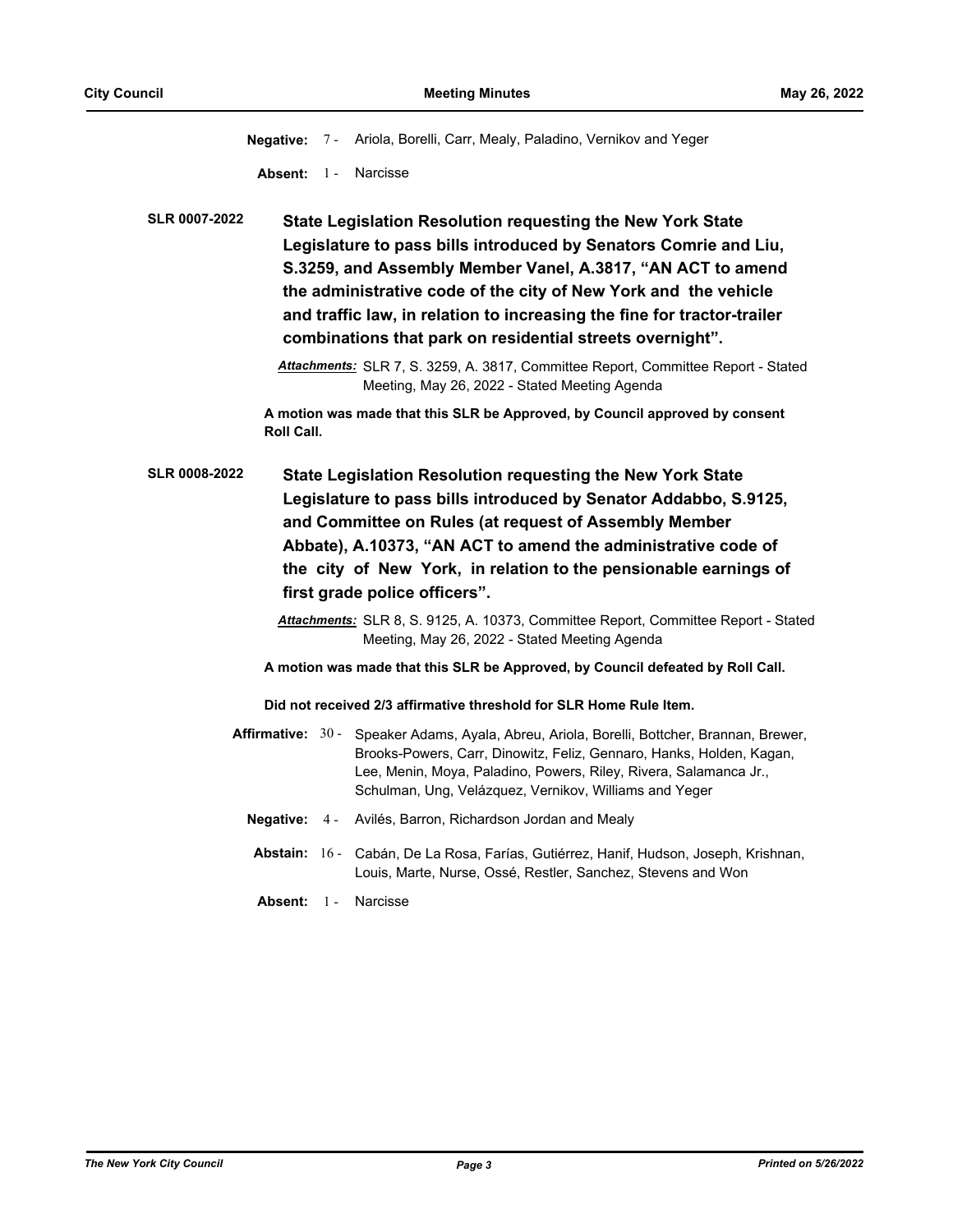**Negative:** 7 - Ariola, Borelli, Carr, Mealy, Paladino, Vernikov and Yeger

**Absent:** 1 - Narcisse

**SLR 0007-2022** **State Legislation Resolution requesting the New York State Legislature to pass bills introduced by Senators Comrie and Liu, S.3259, and Assembly Member Vanel, A.3817, "AN ACT to amend the administrative code of the city of New York and the vehicle and traffic law, in relation to increasing the fine for tractor-trailer combinations that park on residential streets overnight".**

***Attachments:*** SLR 7, S. 3259, A. 3817, Committee Report, Committee Report - Stated Meeting, May 26, 2022 - Stated Meeting Agenda

**A motion was made that this SLR be Approved, by Council approved by consent Roll Call.**

**SLR 0008-2022** **State Legislation Resolution requesting the New York State Legislature to pass bills introduced by Senator Addabbo, S.9125, and Committee on Rules (at request of Assembly Member Abbate), A.10373, "AN ACT to amend the administrative code of the city of New York, in relation to the pensionable earnings of first grade police officers".**

***Attachments:*** SLR 8, S. 9125, A. 10373, Committee Report, Committee Report - Stated Meeting, May 26, 2022 - Stated Meeting Agenda

**A motion was made that this SLR be Approved, by Council defeated by Roll Call.**

**Did not received 2/3 affirmative threshold for SLR Home Rule Item.**

**Affirmative:** 30 - Speaker Adams, Ayala, Abreu, Ariola, Borelli, Bottcher, Brannan, Brewer, Brooks-Powers, Carr, Dinowitz, Feliz, Gennaro, Hanks, Holden, Kagan, Lee, Menin, Moya, Paladino, Powers, Riley, Rivera, Salamanca Jr., Schulman, Ung, Velázquez, Vernikov, Williams and Yeger

**Negative:** 4 - Avilés, Barron, Richardson Jordan and Mealy

**Abstain:** 16 - Cabán, De La Rosa, Farías, Gutiérrez, Hanif, Hudson, Joseph, Krishnan, Louis, Marte, Nurse, Ossé, Restler, Sanchez, Stevens and Won

**Absent:** 1 - Narcisse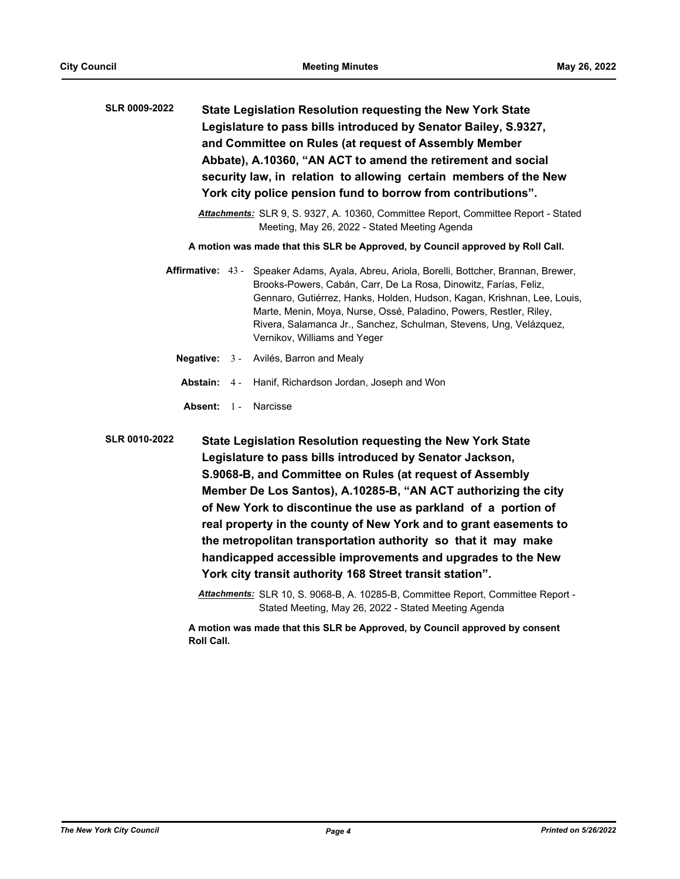**SLR 0009-2022** **State Legislation Resolution requesting the New York State Legislature to pass bills introduced by Senator Bailey, S.9327, and Committee on Rules (at request of Assembly Member Abbate), A.10360, "AN ACT to amend the retirement and social security law, in relation to allowing certain members of the New York city police pension fund to borrow from contributions".**

***Attachments:*** SLR 9, S. 9327, A. 10360, Committee Report, Committee Report - Stated Meeting, May 26, 2022 - Stated Meeting Agenda

**A motion was made that this SLR be Approved, by Council approved by Roll Call.**

**Affirmative:** 43 - Speaker Adams, Ayala, Abreu, Ariola, Borelli, Bottcher, Brannan, Brewer, Brooks-Powers, Cabán, Carr, De La Rosa, Dinowitz, Farías, Feliz, Gennaro, Gutiérrez, Hanks, Holden, Hudson, Kagan, Krishnan, Lee, Louis, Marte, Menin, Moya, Nurse, Ossé, Paladino, Powers, Restler, Riley, Rivera, Salamanca Jr., Sanchez, Schulman, Stevens, Ung, Velázquez, Vernikov, Williams and Yeger

**Negative:** 3 - Avilés, Barron and Mealy

**Abstain:** 4 - Hanif, Richardson Jordan, Joseph and Won

**Absent:** 1 - Narcisse

**SLR 0010-2022** **State Legislation Resolution requesting the New York State Legislature to pass bills introduced by Senator Jackson, S.9068-B, and Committee on Rules (at request of Assembly Member De Los Santos), A.10285-B, "AN ACT authorizing the city of New York to discontinue the use as parkland of a portion of real property in the county of New York and to grant easements to the metropolitan transportation authority so that it may make handicapped accessible improvements and upgrades to the New York city transit authority 168 Street transit station".**

***Attachments:*** SLR 10, S. 9068-B, A. 10285-B, Committee Report, Committee Report - Stated Meeting, May 26, 2022 - Stated Meeting Agenda

**A motion was made that this SLR be Approved, by Council approved by consent Roll Call.**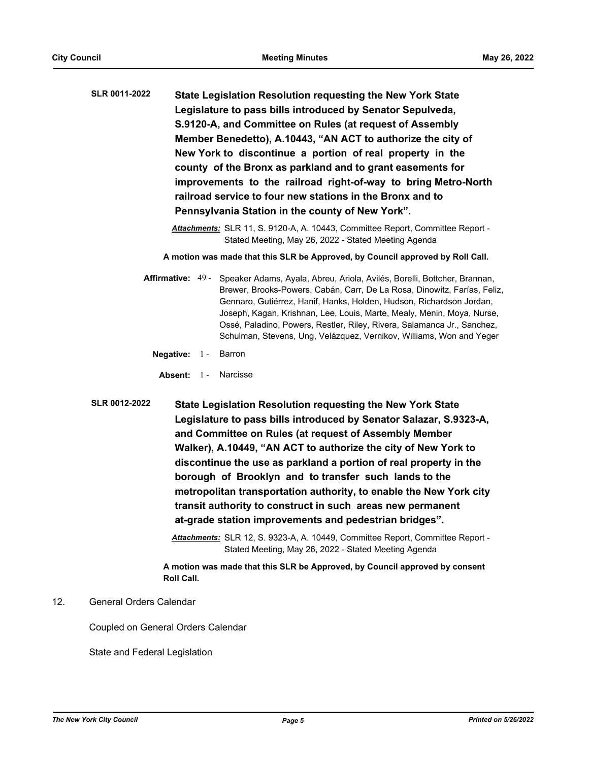**SLR 0011-2022** **State Legislation Resolution requesting the New York State Legislature to pass bills introduced by Senator Sepulveda, S.9120-A, and Committee on Rules (at request of Assembly Member Benedetto), A.10443, "AN ACT to authorize the city of New York to discontinue a portion of real property in the county of the Bronx as parkland and to grant easements for improvements to the railroad right-of-way to bring Metro-North railroad service to four new stations in the Bronx and to Pennsylvania Station in the county of New York".**

***Attachments:*** SLR 11, S. 9120-A, A. 10443, Committee Report, Committee Report - Stated Meeting, May 26, 2022 - Stated Meeting Agenda

**A motion was made that this SLR be Approved, by Council approved by Roll Call.**

**Affirmative:** 49 - Speaker Adams, Ayala, Abreu, Ariola, Avilés, Borelli, Bottcher, Brannan, Brewer, Brooks-Powers, Cabán, Carr, De La Rosa, Dinowitz, Farías, Feliz, Gennaro, Gutiérrez, Hanif, Hanks, Holden, Hudson, Richardson Jordan, Joseph, Kagan, Krishnan, Lee, Louis, Marte, Mealy, Menin, Moya, Nurse, Ossé, Paladino, Powers, Restler, Riley, Rivera, Salamanca Jr., Sanchez, Schulman, Stevens, Ung, Velázquez, Vernikov, Williams, Won and Yeger

**Negative:** 1 - Barron

**Absent:** 1 - Narcisse

**SLR 0012-2022** **State Legislation Resolution requesting the New York State Legislature to pass bills introduced by Senator Salazar, S.9323-A, and Committee on Rules (at request of Assembly Member Walker), A.10449, "AN ACT to authorize the city of New York to discontinue the use as parkland a portion of real property in the borough of Brooklyn and to transfer such lands to the metropolitan transportation authority, to enable the New York city transit authority to construct in such areas new permanent at-grade station improvements and pedestrian bridges".**

***Attachments:*** SLR 12, S. 9323-A, A. 10449, Committee Report, Committee Report - Stated Meeting, May 26, 2022 - Stated Meeting Agenda

**A motion was made that this SLR be Approved, by Council approved by consent Roll Call.**

12. General Orders Calendar

Coupled on General Orders Calendar

State and Federal Legislation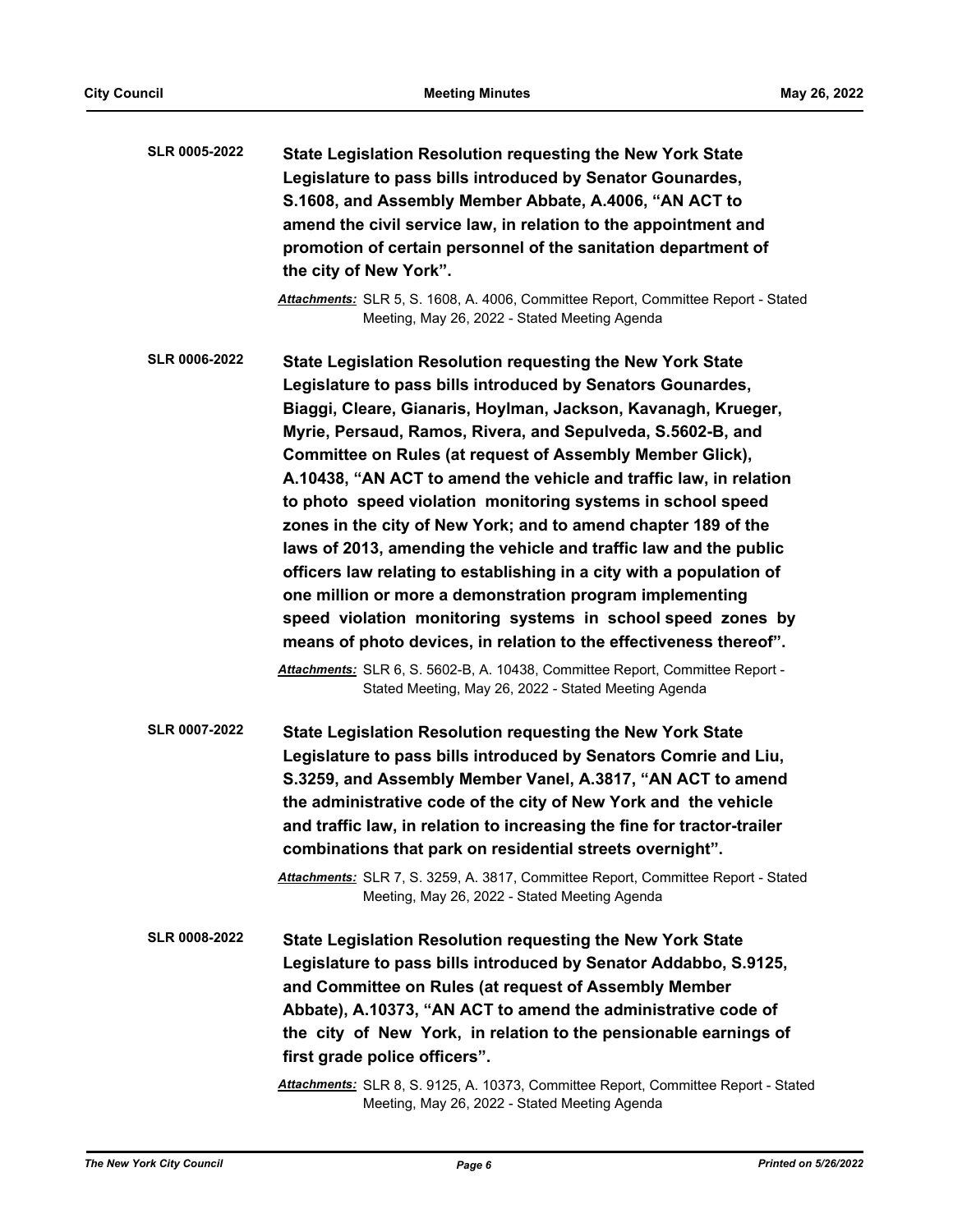**SLR 0005-2022** **State Legislation Resolution requesting the New York State Legislature to pass bills introduced by Senator Gounardes, S.1608, and Assembly Member Abbate, A.4006, "AN ACT to amend the civil service law, in relation to the appointment and promotion of certain personnel of the sanitation department of the city of New York".**

*Attachments:* SLR 5, S. 1608, A. 4006, Committee Report, Committee Report - Stated Meeting, May 26, 2022 - Stated Meeting Agenda

**SLR 0006-2022** **State Legislation Resolution requesting the New York State Legislature to pass bills introduced by Senators Gounardes, Biaggi, Cleare, Gianaris, Hoylman, Jackson, Kavanagh, Krueger, Myrie, Persaud, Ramos, Rivera, and Sepulveda, S.5602-B, and Committee on Rules (at request of Assembly Member Glick), A.10438, "AN ACT to amend the vehicle and traffic law, in relation to photo speed violation monitoring systems in school speed zones in the city of New York; and to amend chapter 189 of the laws of 2013, amending the vehicle and traffic law and the public officers law relating to establishing in a city with a population of one million or more a demonstration program implementing speed violation monitoring systems in school speed zones by means of photo devices, in relation to the effectiveness thereof".**

*Attachments:* SLR 6, S. 5602-B, A. 10438, Committee Report, Committee Report - Stated Meeting, May 26, 2022 - Stated Meeting Agenda

**SLR 0007-2022** **State Legislation Resolution requesting the New York State Legislature to pass bills introduced by Senators Comrie and Liu, S.3259, and Assembly Member Vanel, A.3817, "AN ACT to amend the administrative code of the city of New York and the vehicle and traffic law, in relation to increasing the fine for tractor-trailer combinations that park on residential streets overnight".**

*Attachments:* SLR 7, S. 3259, A. 3817, Committee Report, Committee Report - Stated Meeting, May 26, 2022 - Stated Meeting Agenda

**SLR 0008-2022** **State Legislation Resolution requesting the New York State Legislature to pass bills introduced by Senator Addabbo, S.9125, and Committee on Rules (at request of Assembly Member Abbate), A.10373, "AN ACT to amend the administrative code of the city of New York, in relation to the pensionable earnings of first grade police officers".**

*Attachments:* SLR 8, S. 9125, A. 10373, Committee Report, Committee Report - Stated Meeting, May 26, 2022 - Stated Meeting Agenda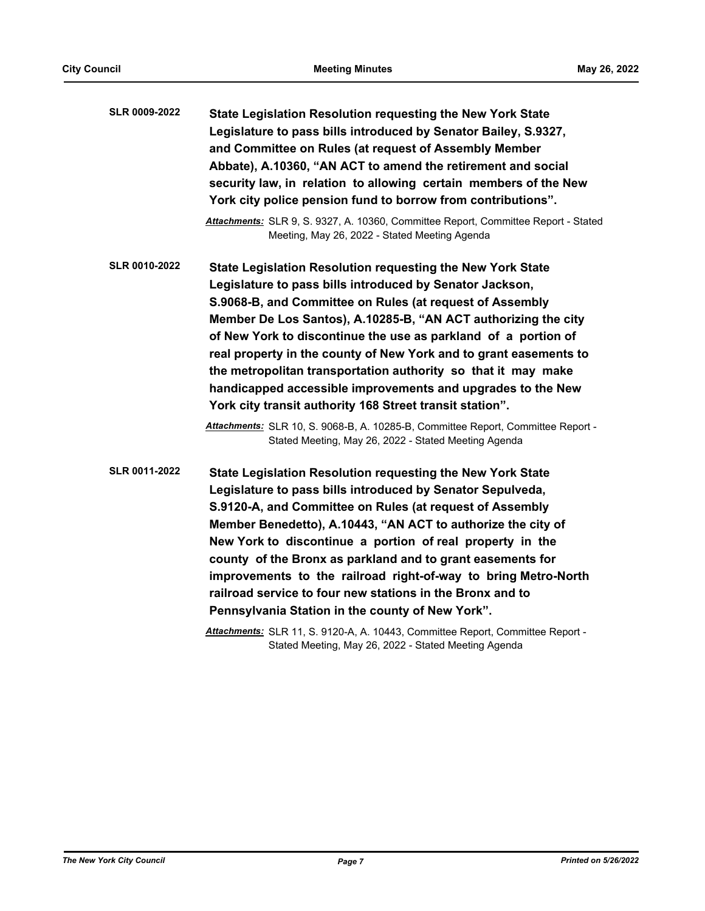**SLR 0009-2022** **State Legislation Resolution requesting the New York State Legislature to pass bills introduced by Senator Bailey, S.9327, and Committee on Rules (at request of Assembly Member Abbate), A.10360, "AN ACT to amend the retirement and social security law, in relation to allowing certain members of the New York city police pension fund to borrow from contributions".**

*Attachments:* SLR 9, S. 9327, A. 10360, Committee Report, Committee Report - Stated Meeting, May 26, 2022 - Stated Meeting Agenda

**SLR 0010-2022** **State Legislation Resolution requesting the New York State Legislature to pass bills introduced by Senator Jackson, S.9068-B, and Committee on Rules (at request of Assembly Member De Los Santos), A.10285-B, "AN ACT authorizing the city of New York to discontinue the use as parkland of a portion of real property in the county of New York and to grant easements to the metropolitan transportation authority so that it may make handicapped accessible improvements and upgrades to the New York city transit authority 168 Street transit station".**

*Attachments:* SLR 10, S. 9068-B, A. 10285-B, Committee Report, Committee Report - Stated Meeting, May 26, 2022 - Stated Meeting Agenda

**SLR 0011-2022** **State Legislation Resolution requesting the New York State Legislature to pass bills introduced by Senator Sepulveda, S.9120-A, and Committee on Rules (at request of Assembly Member Benedetto), A.10443, "AN ACT to authorize the city of New York to discontinue a portion of real property in the county of the Bronx as parkland and to grant easements for improvements to the railroad right-of-way to bring Metro-North railroad service to four new stations in the Bronx and to Pennsylvania Station in the county of New York".**

*Attachments:* SLR 11, S. 9120-A, A. 10443, Committee Report, Committee Report - Stated Meeting, May 26, 2022 - Stated Meeting Agenda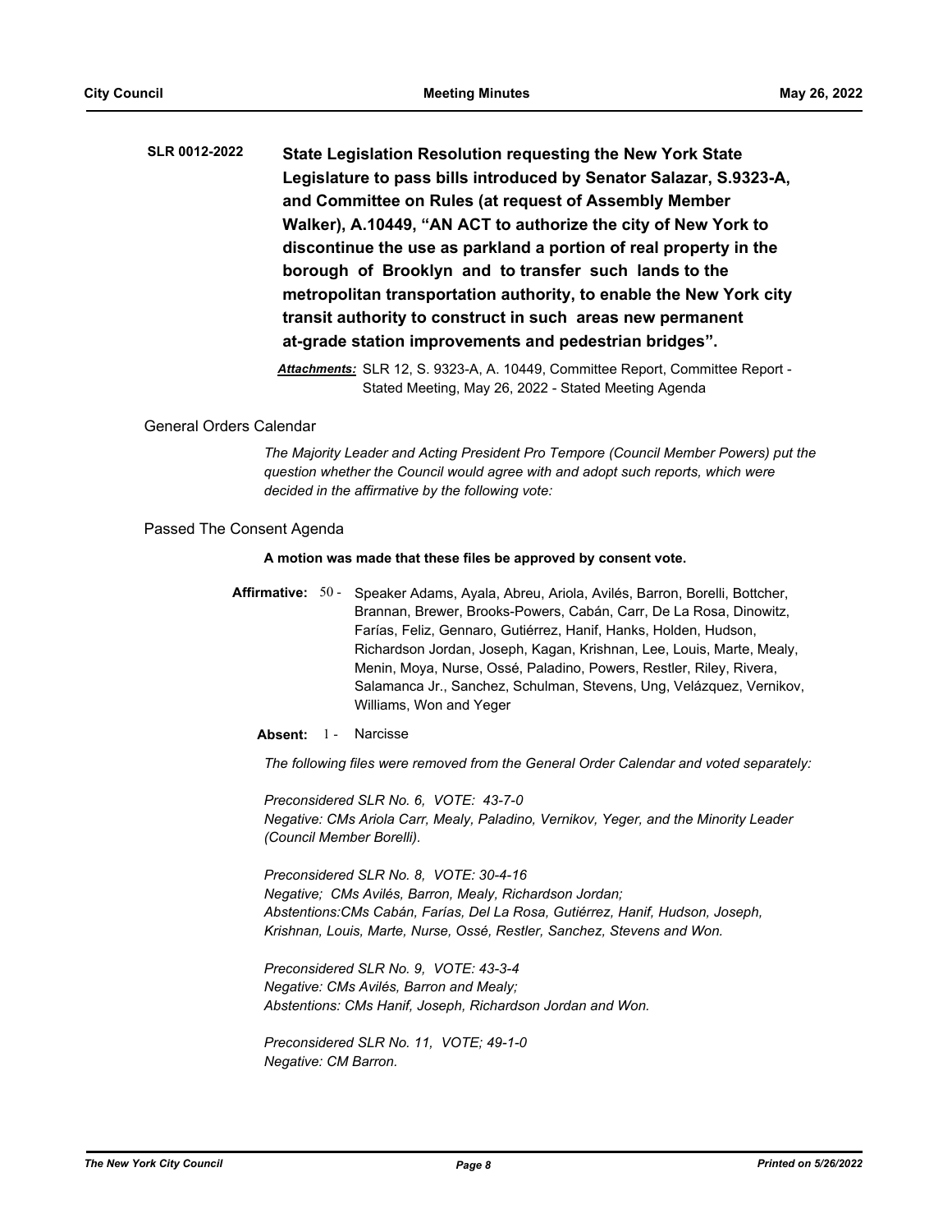**SLR 0012-2022** **State Legislation Resolution requesting the New York State Legislature to pass bills introduced by Senator Salazar, S.9323-A, and Committee on Rules (at request of Assembly Member Walker), A.10449, "AN ACT to authorize the city of New York to discontinue the use as parkland a portion of real property in the borough of Brooklyn and to transfer such lands to the metropolitan transportation authority, to enable the New York city transit authority to construct in such areas new permanent at-grade station improvements and pedestrian bridges".**

***Attachments:*** SLR 12, S. 9323-A, A. 10449, Committee Report, Committee Report - Stated Meeting, May 26, 2022 - Stated Meeting Agenda

General Orders Calendar

*The Majority Leader and Acting President Pro Tempore (Council Member Powers) put the question whether the Council would agree with and adopt such reports, which were decided in the affirmative by the following vote:*

Passed The Consent Agenda

**A motion was made that these files be approved by consent vote.**

**Affirmative:** 50 - Speaker Adams, Ayala, Abreu, Ariola, Avilés, Barron, Borelli, Bottcher, Brannan, Brewer, Brooks-Powers, Cabán, Carr, De La Rosa, Dinowitz, Farías, Feliz, Gennaro, Gutiérrez, Hanif, Hanks, Holden, Hudson, Richardson Jordan, Joseph, Kagan, Krishnan, Lee, Louis, Marte, Mealy, Menin, Moya, Nurse, Ossé, Paladino, Powers, Restler, Riley, Rivera, Salamanca Jr., Sanchez, Schulman, Stevens, Ung, Velázquez, Vernikov, Williams, Won and Yeger

**Absent:** 1 - Narcisse

*The following files were removed from the General Order Calendar and voted separately:*

*Preconsidered SLR No. 6, VOTE: 43-7-0*
*Negative: CMs Ariola Carr, Mealy, Paladino, Vernikov, Yeger, and the Minority Leader (Council Member Borelli).*

*Preconsidered SLR No. 8, VOTE: 30-4-16*
*Negative; CMs Avilés, Barron, Mealy, Richardson Jordan;*
*Abstentions:CMs Cabán, Farías, Del La Rosa, Gutiérrez, Hanif, Hudson, Joseph, Krishnan, Louis, Marte, Nurse, Ossé, Restler, Sanchez, Stevens and Won.*

*Preconsidered SLR No. 9, VOTE: 43-3-4*
*Negative: CMs Avilés, Barron and Mealy;*
*Abstentions: CMs Hanif, Joseph, Richardson Jordan and Won.*

*Preconsidered SLR No. 11, VOTE; 49-1-0*
*Negative: CM Barron.*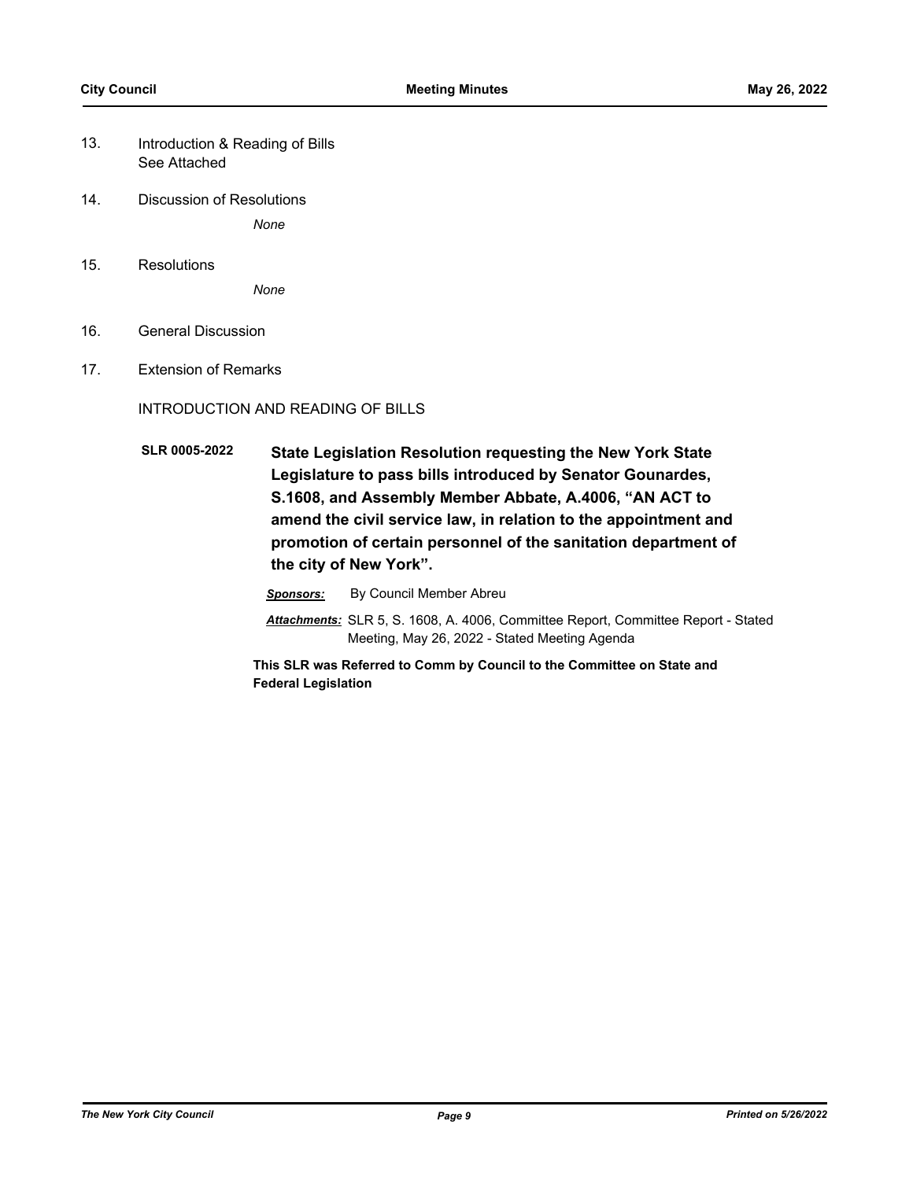13. Introduction & Reading of Bills
    See Attached

14. Discussion of Resolutions

    *None*

15. Resolutions

    *None*

16. General Discussion

17. Extension of Remarks

INTRODUCTION AND READING OF BILLS

**SLR 0005-2022** **State Legislation Resolution requesting the New York State Legislature to pass bills introduced by Senator Gounardes, S.1608, and Assembly Member Abbate, A.4006, "AN ACT to amend the civil service law, in relation to the appointment and promotion of certain personnel of the sanitation department of the city of New York".**

***Sponsors:*** By Council Member Abreu

***Attachments:*** SLR 5, S. 1608, A. 4006, Committee Report, Committee Report - Stated Meeting, May 26, 2022 - Stated Meeting Agenda

**This SLR was Referred to Comm by Council to the Committee on State and Federal Legislation**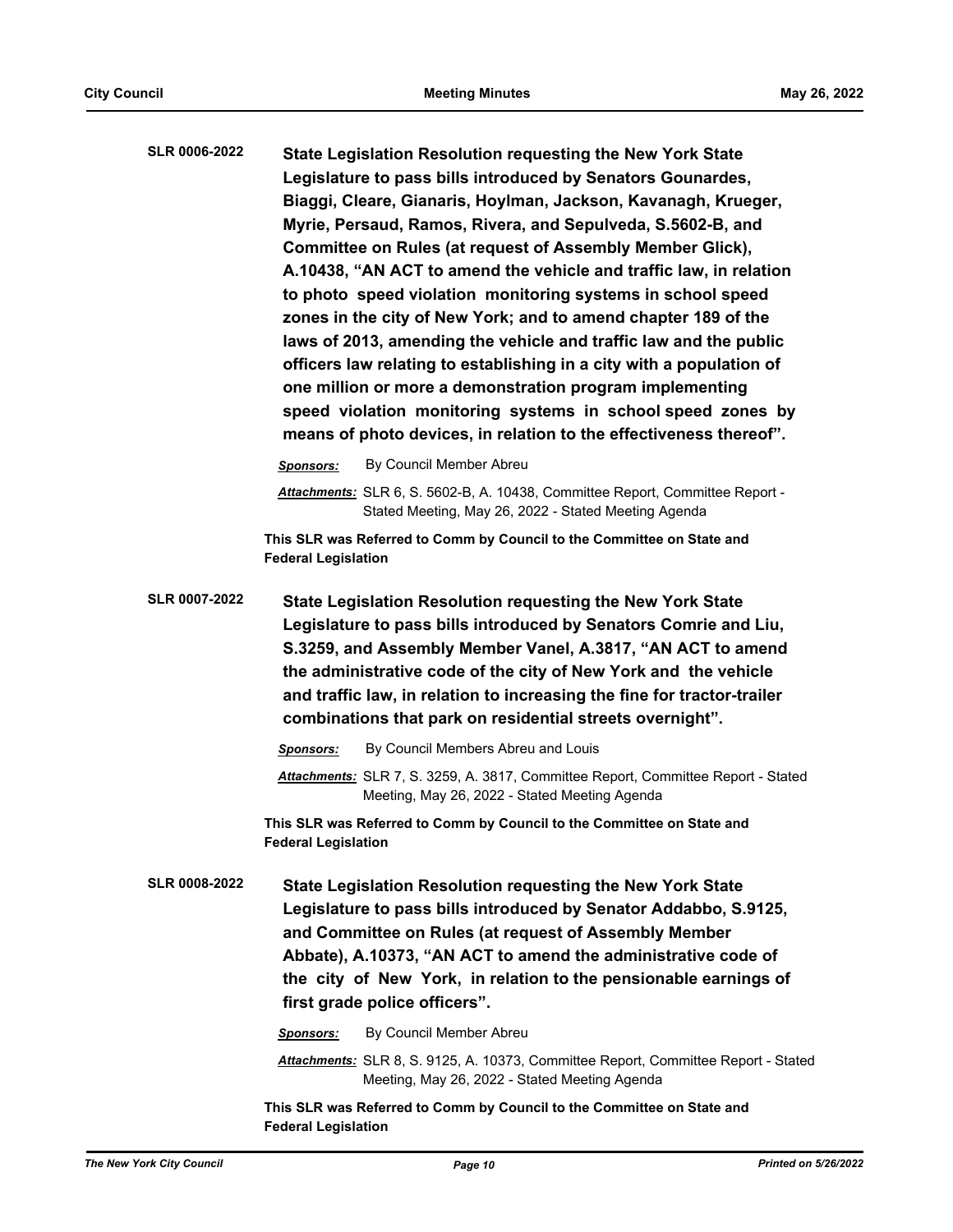**SLR 0006-2022** **State Legislation Resolution requesting the New York State Legislature to pass bills introduced by Senators Gounardes, Biaggi, Cleare, Gianaris, Hoylman, Jackson, Kavanagh, Krueger, Myrie, Persaud, Ramos, Rivera, and Sepulveda, S.5602-B, and Committee on Rules (at request of Assembly Member Glick), A.10438, "AN ACT to amend the vehicle and traffic law, in relation to photo speed violation monitoring systems in school speed zones in the city of New York; and to amend chapter 189 of the laws of 2013, amending the vehicle and traffic law and the public officers law relating to establishing in a city with a population of one million or more a demonstration program implementing speed violation monitoring systems in school speed zones by means of photo devices, in relation to the effectiveness thereof".**

***Sponsors:*** By Council Member Abreu

***Attachments:*** SLR 6, S. 5602-B, A. 10438, Committee Report, Committee Report - Stated Meeting, May 26, 2022 - Stated Meeting Agenda

**This SLR was Referred to Comm by Council to the Committee on State and Federal Legislation**

**SLR 0007-2022** **State Legislation Resolution requesting the New York State Legislature to pass bills introduced by Senators Comrie and Liu, S.3259, and Assembly Member Vanel, A.3817, "AN ACT to amend the administrative code of the city of New York and the vehicle and traffic law, in relation to increasing the fine for tractor-trailer combinations that park on residential streets overnight".**

***Sponsors:*** By Council Members Abreu and Louis

***Attachments:*** SLR 7, S. 3259, A. 3817, Committee Report, Committee Report - Stated Meeting, May 26, 2022 - Stated Meeting Agenda

**This SLR was Referred to Comm by Council to the Committee on State and Federal Legislation**

**SLR 0008-2022** **State Legislation Resolution requesting the New York State Legislature to pass bills introduced by Senator Addabbo, S.9125, and Committee on Rules (at request of Assembly Member Abbate), A.10373, "AN ACT to amend the administrative code of the city of New York, in relation to the pensionable earnings of first grade police officers".**

***Sponsors:*** By Council Member Abreu

***Attachments:*** SLR 8, S. 9125, A. 10373, Committee Report, Committee Report - Stated Meeting, May 26, 2022 - Stated Meeting Agenda

**This SLR was Referred to Comm by Council to the Committee on State and Federal Legislation**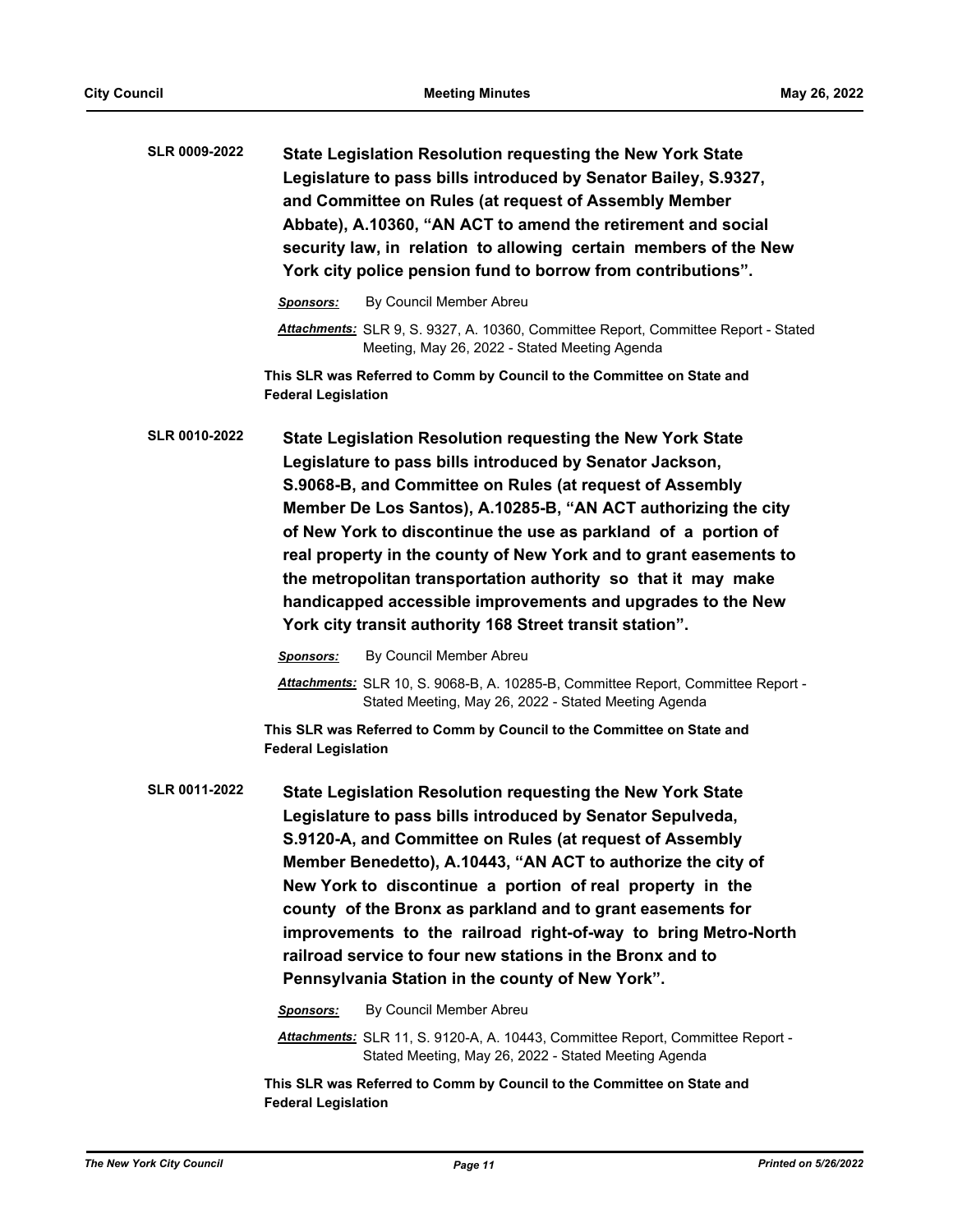**SLR 0009-2022** **State Legislation Resolution requesting the New York State Legislature to pass bills introduced by Senator Bailey, S.9327, and Committee on Rules (at request of Assembly Member Abbate), A.10360, "AN ACT to amend the retirement and social security law, in relation to allowing certain members of the New York city police pension fund to borrow from contributions".**

***Sponsors:*** By Council Member Abreu

***Attachments:*** SLR 9, S. 9327, A. 10360, Committee Report, Committee Report - Stated Meeting, May 26, 2022 - Stated Meeting Agenda

**This SLR was Referred to Comm by Council to the Committee on State and Federal Legislation**

**SLR 0010-2022** **State Legislation Resolution requesting the New York State Legislature to pass bills introduced by Senator Jackson, S.9068-B, and Committee on Rules (at request of Assembly Member De Los Santos), A.10285-B, "AN ACT authorizing the city of New York to discontinue the use as parkland of a portion of real property in the county of New York and to grant easements to the metropolitan transportation authority so that it may make handicapped accessible improvements and upgrades to the New York city transit authority 168 Street transit station".**

***Sponsors:*** By Council Member Abreu

***Attachments:*** SLR 10, S. 9068-B, A. 10285-B, Committee Report, Committee Report - Stated Meeting, May 26, 2022 - Stated Meeting Agenda

**This SLR was Referred to Comm by Council to the Committee on State and Federal Legislation**

**SLR 0011-2022** **State Legislation Resolution requesting the New York State Legislature to pass bills introduced by Senator Sepulveda, S.9120-A, and Committee on Rules (at request of Assembly Member Benedetto), A.10443, "AN ACT to authorize the city of New York to discontinue a portion of real property in the county of the Bronx as parkland and to grant easements for improvements to the railroad right-of-way to bring Metro-North railroad service to four new stations in the Bronx and to Pennsylvania Station in the county of New York".**

***Sponsors:*** By Council Member Abreu

***Attachments:*** SLR 11, S. 9120-A, A. 10443, Committee Report, Committee Report - Stated Meeting, May 26, 2022 - Stated Meeting Agenda

**This SLR was Referred to Comm by Council to the Committee on State and Federal Legislation**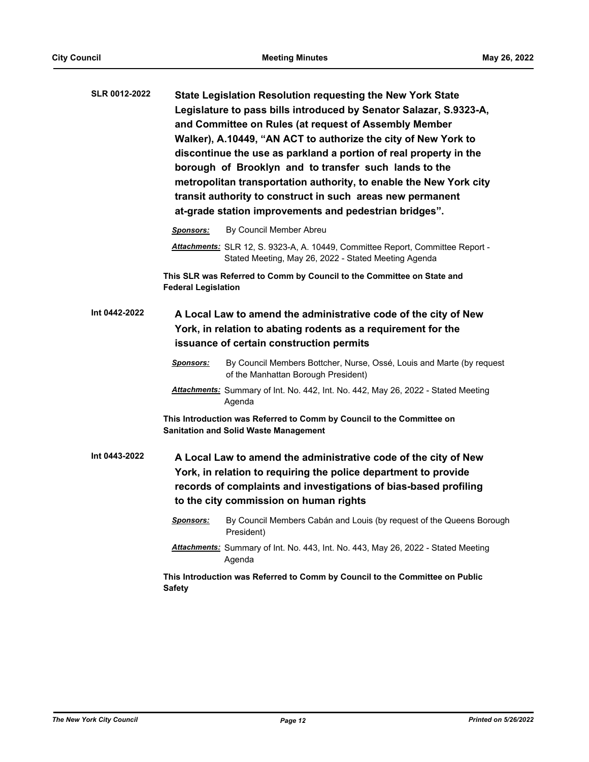**SLR 0012-2022** **State Legislation Resolution requesting the New York State Legislature to pass bills introduced by Senator Salazar, S.9323-A, and Committee on Rules (at request of Assembly Member Walker), A.10449, "AN ACT to authorize the city of New York to discontinue the use as parkland a portion of real property in the borough of Brooklyn and to transfer such lands to the metropolitan transportation authority, to enable the New York city transit authority to construct in such areas new permanent at-grade station improvements and pedestrian bridges".**

***Sponsors:*** By Council Member Abreu

***Attachments:*** SLR 12, S. 9323-A, A. 10449, Committee Report, Committee Report - Stated Meeting, May 26, 2022 - Stated Meeting Agenda

**This SLR was Referred to Comm by Council to the Committee on State and Federal Legislation**

**Int 0442-2022** **A Local Law to amend the administrative code of the city of New York, in relation to abating rodents as a requirement for the issuance of certain construction permits**

***Sponsors:*** By Council Members Bottcher, Nurse, Ossé, Louis and Marte (by request of the Manhattan Borough President)

***Attachments:*** Summary of Int. No. 442, Int. No. 442, May 26, 2022 - Stated Meeting Agenda

**This Introduction was Referred to Comm by Council to the Committee on Sanitation and Solid Waste Management**

**Int 0443-2022** **A Local Law to amend the administrative code of the city of New York, in relation to requiring the police department to provide records of complaints and investigations of bias-based profiling to the city commission on human rights**

***Sponsors:*** By Council Members Cabán and Louis (by request of the Queens Borough President)

***Attachments:*** Summary of Int. No. 443, Int. No. 443, May 26, 2022 - Stated Meeting Agenda

**This Introduction was Referred to Comm by Council to the Committee on Public Safety**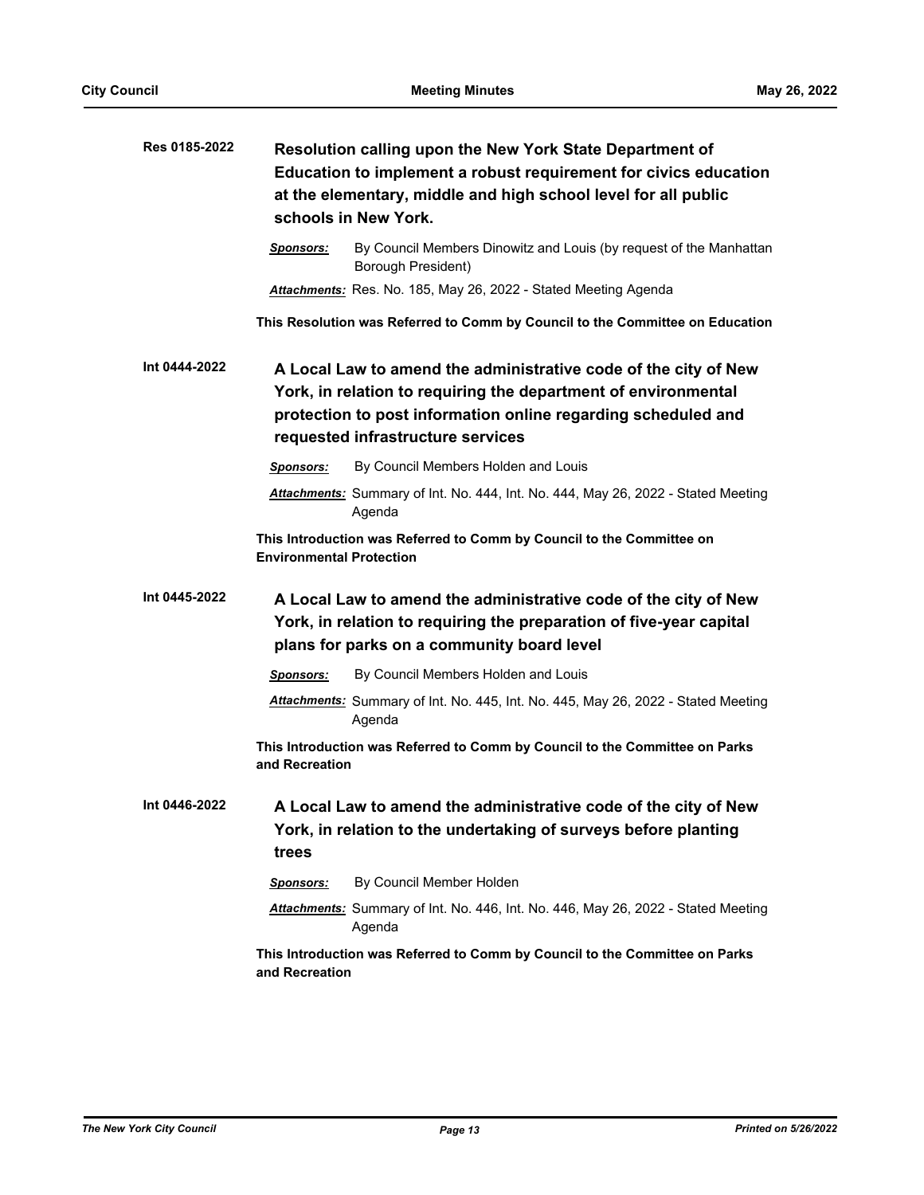**Res 0185-2022** **Resolution calling upon the New York State Department of Education to implement a robust requirement for civics education at the elementary, middle and high school level for all public schools in New York.**

***Sponsors:*** By Council Members Dinowitz and Louis (by request of the Manhattan Borough President)

***Attachments:*** Res. No. 185, May 26, 2022 - Stated Meeting Agenda

**This Resolution was Referred to Comm by Council to the Committee on Education**

**Int 0444-2022** **A Local Law to amend the administrative code of the city of New York, in relation to requiring the department of environmental protection to post information online regarding scheduled and requested infrastructure services**

***Sponsors:*** By Council Members Holden and Louis

***Attachments:*** Summary of Int. No. 444, Int. No. 444, May 26, 2022 - Stated Meeting Agenda

**This Introduction was Referred to Comm by Council to the Committee on Environmental Protection**

**Int 0445-2022** **A Local Law to amend the administrative code of the city of New York, in relation to requiring the preparation of five-year capital plans for parks on a community board level**

***Sponsors:*** By Council Members Holden and Louis

***Attachments:*** Summary of Int. No. 445, Int. No. 445, May 26, 2022 - Stated Meeting Agenda

**This Introduction was Referred to Comm by Council to the Committee on Parks and Recreation**

**Int 0446-2022** **A Local Law to amend the administrative code of the city of New York, in relation to the undertaking of surveys before planting trees**

***Sponsors:*** By Council Member Holden

***Attachments:*** Summary of Int. No. 446, Int. No. 446, May 26, 2022 - Stated Meeting Agenda

**This Introduction was Referred to Comm by Council to the Committee on Parks and Recreation**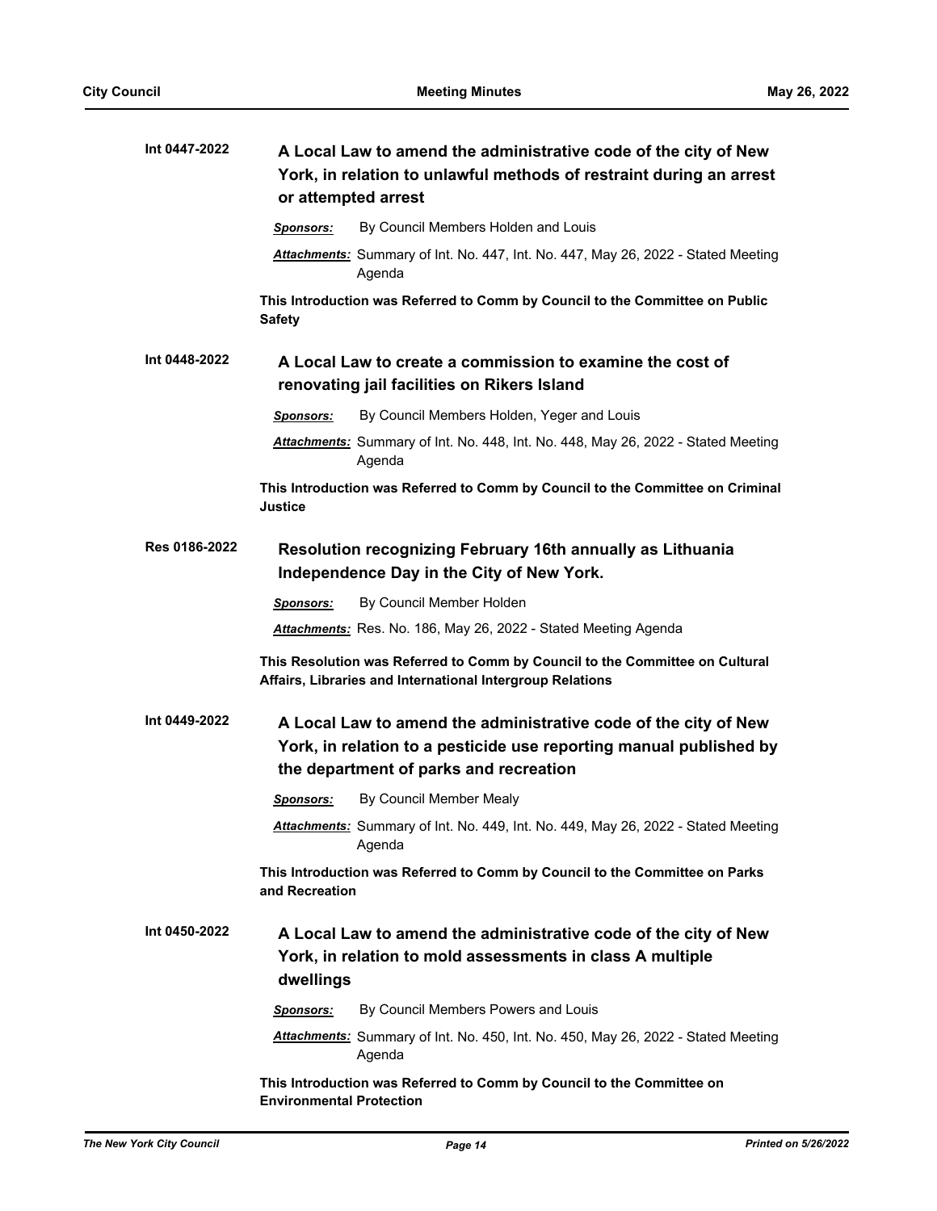**Int 0447-2022** **A Local Law to amend the administrative code of the city of New York, in relation to unlawful methods of restraint during an arrest or attempted arrest**

***Sponsors:*** By Council Members Holden and Louis

***Attachments:*** Summary of Int. No. 447, Int. No. 447, May 26, 2022 - Stated Meeting Agenda

**This Introduction was Referred to Comm by Council to the Committee on Public Safety**

**Int 0448-2022** **A Local Law to create a commission to examine the cost of renovating jail facilities on Rikers Island**

***Sponsors:*** By Council Members Holden, Yeger and Louis

***Attachments:*** Summary of Int. No. 448, Int. No. 448, May 26, 2022 - Stated Meeting Agenda

**This Introduction was Referred to Comm by Council to the Committee on Criminal Justice**

**Res 0186-2022** **Resolution recognizing February 16th annually as Lithuania Independence Day in the City of New York.**

***Sponsors:*** By Council Member Holden

***Attachments:*** Res. No. 186, May 26, 2022 - Stated Meeting Agenda

**This Resolution was Referred to Comm by Council to the Committee on Cultural Affairs, Libraries and International Intergroup Relations**

**Int 0449-2022** **A Local Law to amend the administrative code of the city of New York, in relation to a pesticide use reporting manual published by the department of parks and recreation**

***Sponsors:*** By Council Member Mealy

***Attachments:*** Summary of Int. No. 449, Int. No. 449, May 26, 2022 - Stated Meeting Agenda

**This Introduction was Referred to Comm by Council to the Committee on Parks and Recreation**

**Int 0450-2022** **A Local Law to amend the administrative code of the city of New York, in relation to mold assessments in class A multiple dwellings**

***Sponsors:*** By Council Members Powers and Louis

***Attachments:*** Summary of Int. No. 450, Int. No. 450, May 26, 2022 - Stated Meeting Agenda

**This Introduction was Referred to Comm by Council to the Committee on Environmental Protection**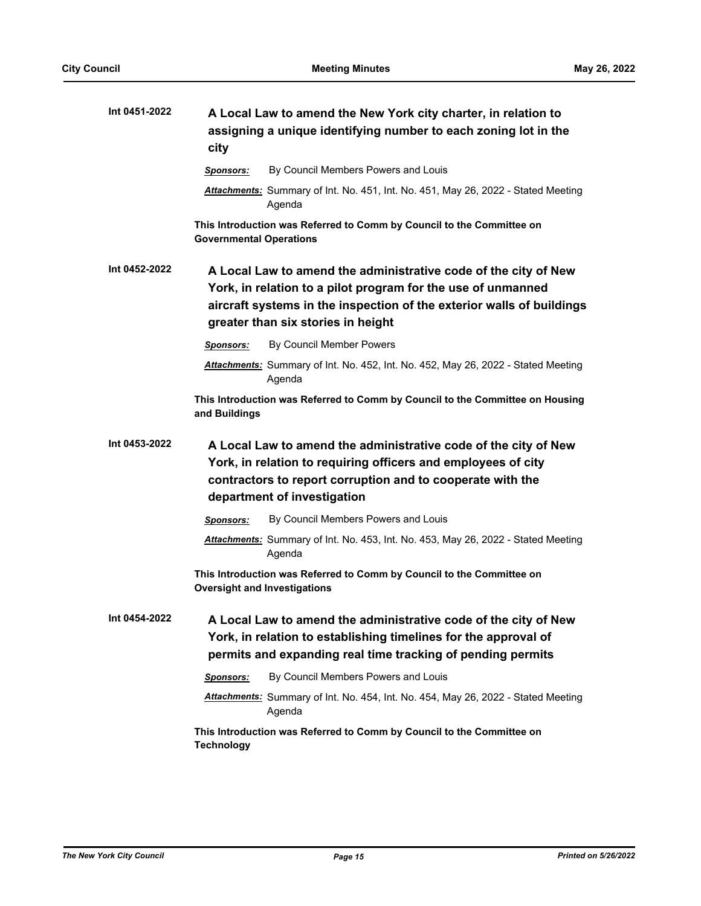**Int 0451-2022** **A Local Law to amend the New York city charter, in relation to assigning a unique identifying number to each zoning lot in the city**

***Sponsors:*** By Council Members Powers and Louis

***Attachments:*** Summary of Int. No. 451, Int. No. 451, May 26, 2022 - Stated Meeting Agenda

**This Introduction was Referred to Comm by Council to the Committee on Governmental Operations**

**Int 0452-2022** **A Local Law to amend the administrative code of the city of New York, in relation to a pilot program for the use of unmanned aircraft systems in the inspection of the exterior walls of buildings greater than six stories in height**

***Sponsors:*** By Council Member Powers

***Attachments:*** Summary of Int. No. 452, Int. No. 452, May 26, 2022 - Stated Meeting Agenda

**This Introduction was Referred to Comm by Council to the Committee on Housing and Buildings**

**Int 0453-2022** **A Local Law to amend the administrative code of the city of New York, in relation to requiring officers and employees of city contractors to report corruption and to cooperate with the department of investigation**

***Sponsors:*** By Council Members Powers and Louis

***Attachments:*** Summary of Int. No. 453, Int. No. 453, May 26, 2022 - Stated Meeting Agenda

**This Introduction was Referred to Comm by Council to the Committee on Oversight and Investigations**

**Int 0454-2022** **A Local Law to amend the administrative code of the city of New York, in relation to establishing timelines for the approval of permits and expanding real time tracking of pending permits**

***Sponsors:*** By Council Members Powers and Louis

***Attachments:*** Summary of Int. No. 454, Int. No. 454, May 26, 2022 - Stated Meeting Agenda

**This Introduction was Referred to Comm by Council to the Committee on Technology**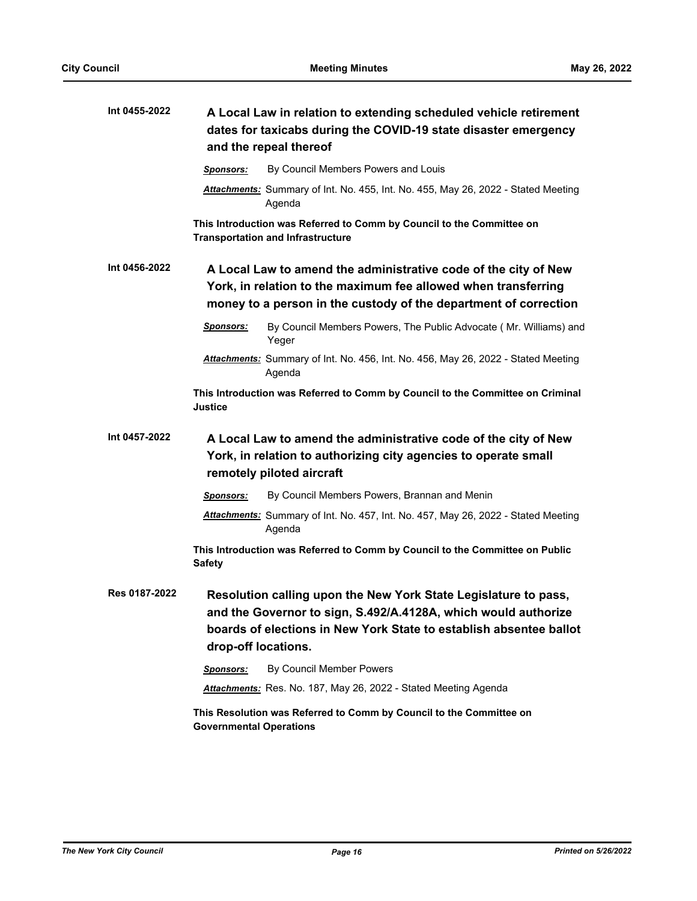**Int 0455-2022** **A Local Law in relation to extending scheduled vehicle retirement dates for taxicabs during the COVID-19 state disaster emergency and the repeal thereof**

***Sponsors:*** By Council Members Powers and Louis

***Attachments:*** Summary of Int. No. 455, Int. No. 455, May 26, 2022 - Stated Meeting Agenda

**This Introduction was Referred to Comm by Council to the Committee on Transportation and Infrastructure**

**Int 0456-2022** **A Local Law to amend the administrative code of the city of New York, in relation to the maximum fee allowed when transferring money to a person in the custody of the department of correction**

***Sponsors:*** By Council Members Powers, The Public Advocate ( Mr. Williams) and Yeger

***Attachments:*** Summary of Int. No. 456, Int. No. 456, May 26, 2022 - Stated Meeting Agenda

**This Introduction was Referred to Comm by Council to the Committee on Criminal Justice**

**Int 0457-2022** **A Local Law to amend the administrative code of the city of New York, in relation to authorizing city agencies to operate small remotely piloted aircraft**

***Sponsors:*** By Council Members Powers, Brannan and Menin

***Attachments:*** Summary of Int. No. 457, Int. No. 457, May 26, 2022 - Stated Meeting Agenda

**This Introduction was Referred to Comm by Council to the Committee on Public Safety**

**Res 0187-2022** **Resolution calling upon the New York State Legislature to pass, and the Governor to sign, S.492/A.4128A, which would authorize boards of elections in New York State to establish absentee ballot drop-off locations.**

***Sponsors:*** By Council Member Powers

***Attachments:*** Res. No. 187, May 26, 2022 - Stated Meeting Agenda

**This Resolution was Referred to Comm by Council to the Committee on Governmental Operations**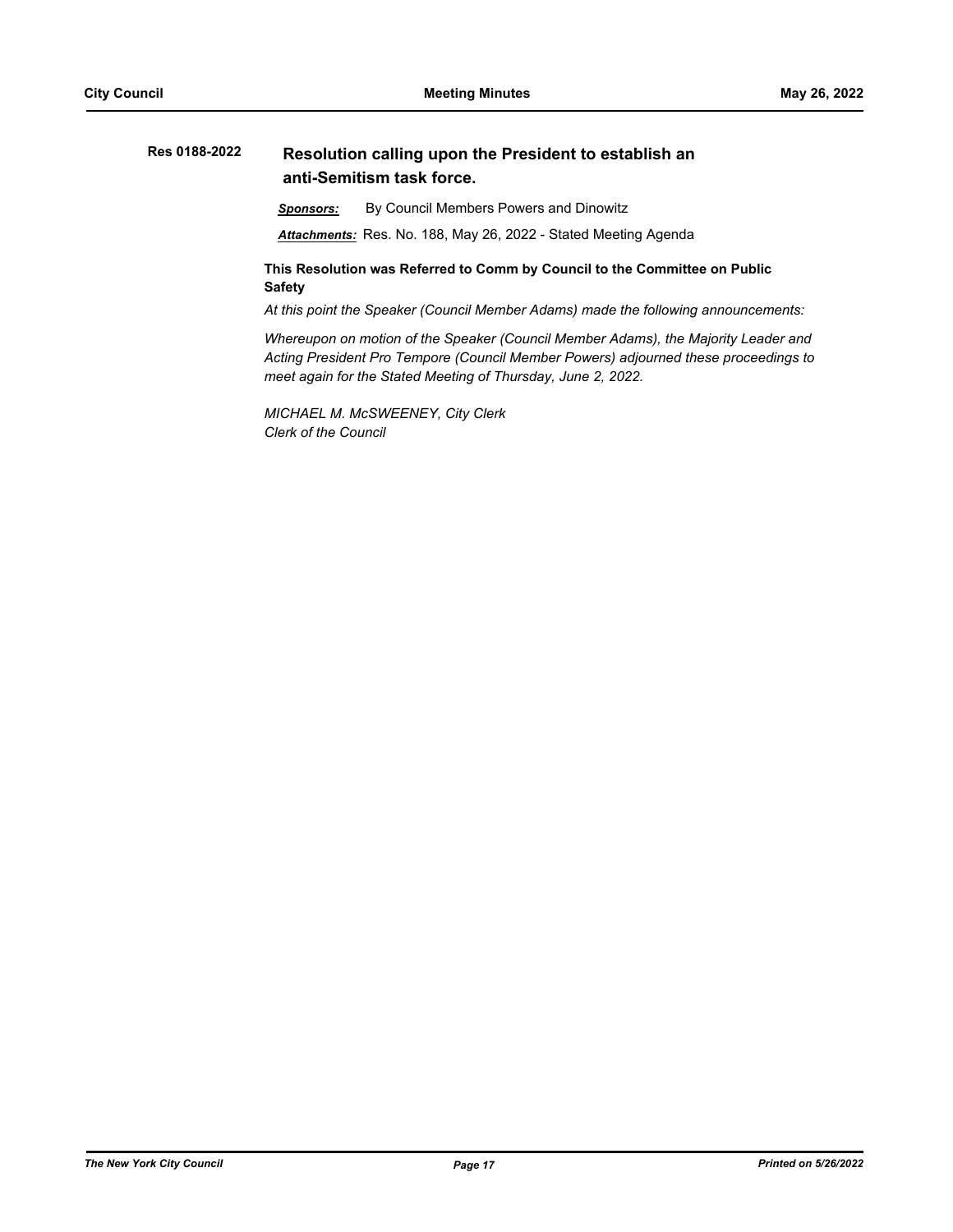**Res 0188-2022** **Resolution calling upon the President to establish an anti-Semitism task force.**

***Sponsors:*** By Council Members Powers and Dinowitz

***Attachments:*** Res. No. 188, May 26, 2022 - Stated Meeting Agenda

**This Resolution was Referred to Comm by Council to the Committee on Public Safety**

*At this point the Speaker (Council Member Adams) made the following announcements:*

*Whereupon on motion of the Speaker (Council Member Adams), the Majority Leader and Acting President Pro Tempore (Council Member Powers) adjourned these proceedings to meet again for the Stated Meeting of Thursday, June 2, 2022.*

*MICHAEL M. McSWEENEY, City Clerk*
*Clerk of the Council*